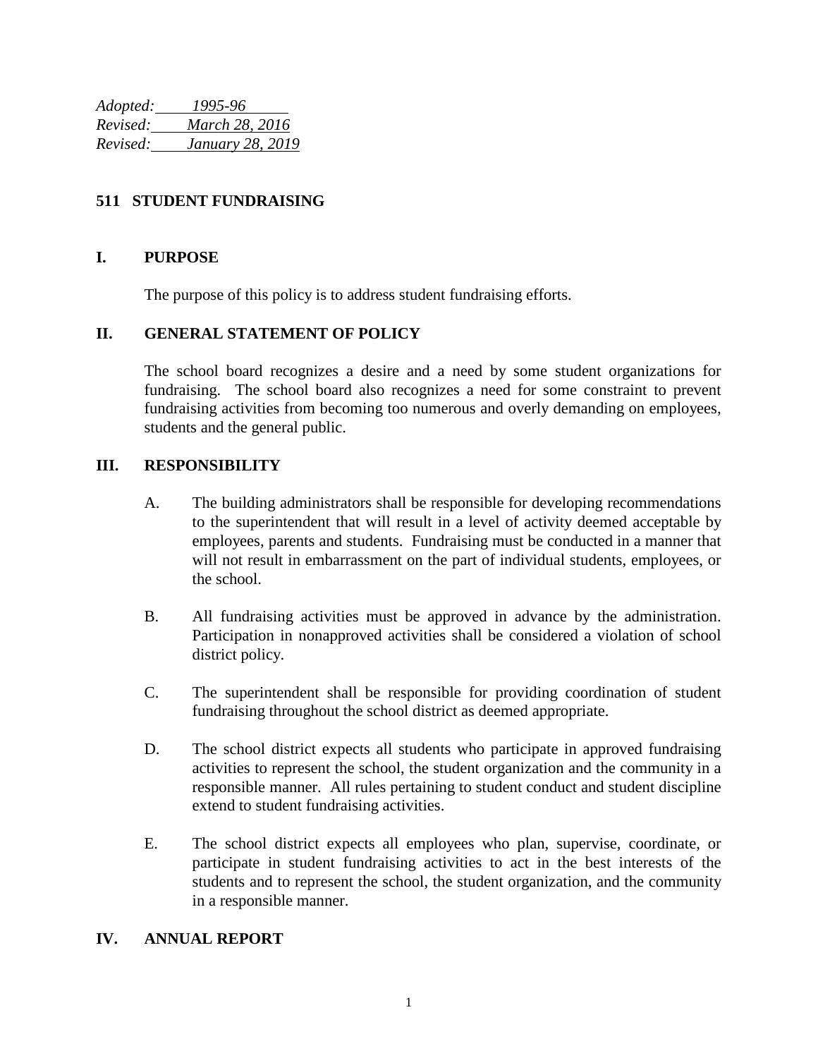*Adopted: 1995-96*
*Revised: March 28, 2016*
*Revised: January 28, 2019*

# 511 STUDENT FUNDRAISING

## I. PURPOSE

The purpose of this policy is to address student fundraising efforts.

## II. GENERAL STATEMENT OF POLICY

The school board recognizes a desire and a need by some student organizations for fundraising. The school board also recognizes a need for some constraint to prevent fundraising activities from becoming too numerous and overly demanding on employees, students and the general public.

## III. RESPONSIBILITY

A. The building administrators shall be responsible for developing recommendations to the superintendent that will result in a level of activity deemed acceptable by employees, parents and students. Fundraising must be conducted in a manner that will not result in embarrassment on the part of individual students, employees, or the school.

B. All fundraising activities must be approved in advance by the administration. Participation in nonapproved activities shall be considered a violation of school district policy.

C. The superintendent shall be responsible for providing coordination of student fundraising throughout the school district as deemed appropriate.

D. The school district expects all students who participate in approved fundraising activities to represent the school, the student organization and the community in a responsible manner. All rules pertaining to student conduct and student discipline extend to student fundraising activities.

E. The school district expects all employees who plan, supervise, coordinate, or participate in student fundraising activities to act in the best interests of the students and to represent the school, the student organization, and the community in a responsible manner.

## IV. ANNUAL REPORT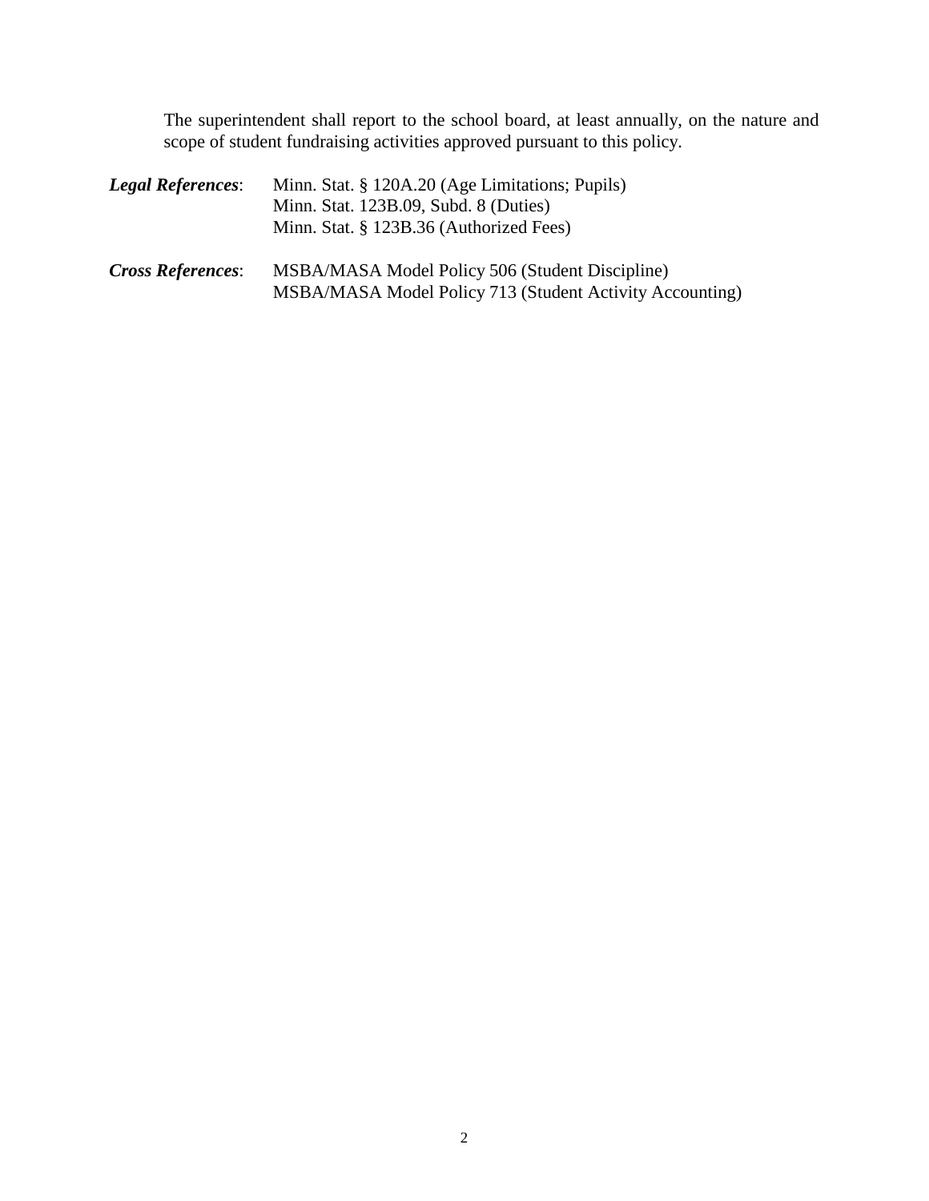The superintendent shall report to the school board, at least annually, on the nature and scope of student fundraising activities approved pursuant to this policy.

***Legal References***: Minn. Stat. § 120A.20 (Age Limitations; Pupils)
Minn. Stat. 123B.09, Subd. 8 (Duties)
Minn. Stat. § 123B.36 (Authorized Fees)

***Cross References***: MSBA/MASA Model Policy 506 (Student Discipline)
MSBA/MASA Model Policy 713 (Student Activity Accounting)